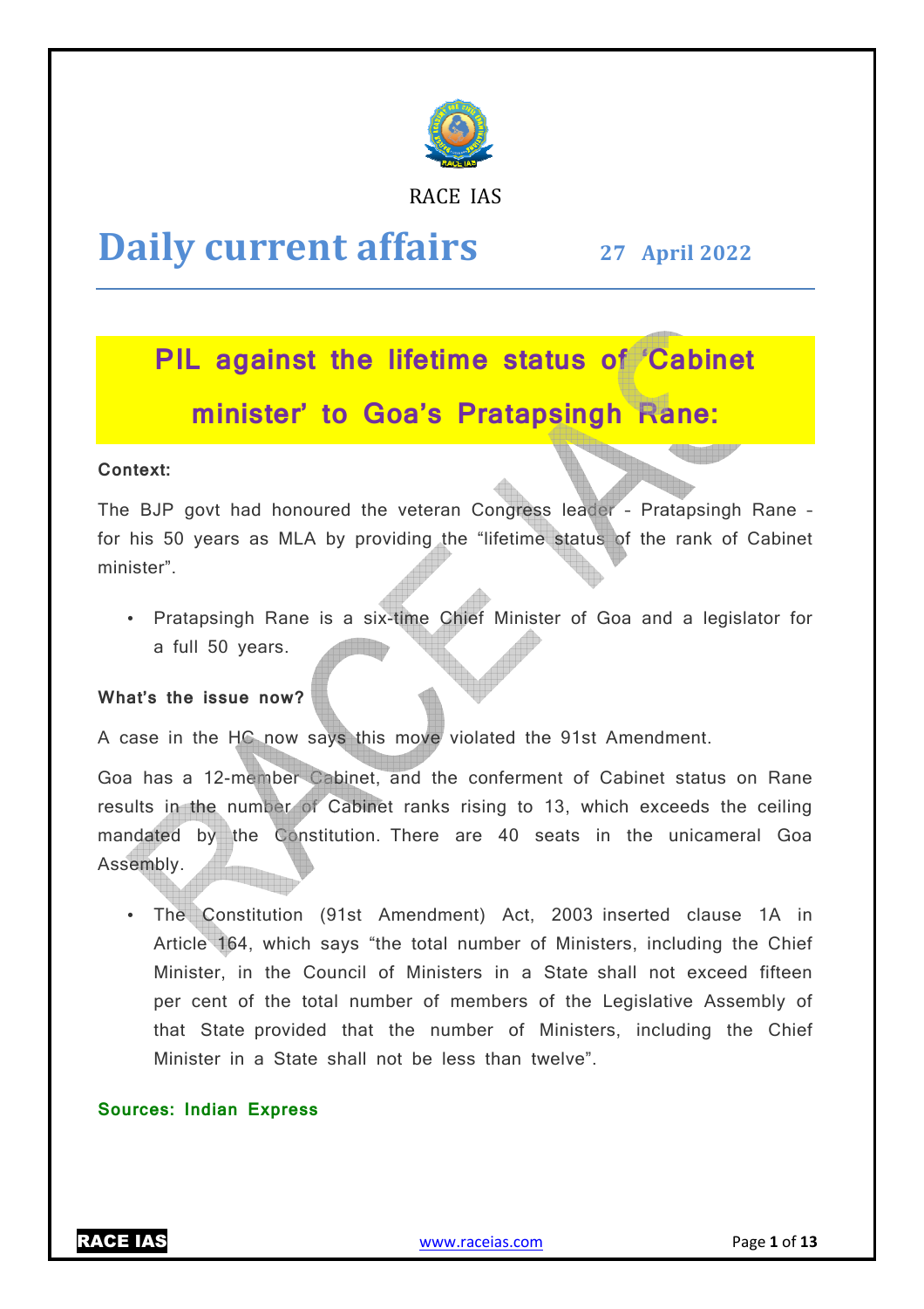RACE IAS

# Daily current affairs

**27 April 2022**

## PIL against the lifetime status of 'Cabinet minister' to Goa's Pratapsingh Rane:

**Context:**

The BJP govt had honoured the veteran Congress leader - Pratapsingh Rane - for his 50 years as MLA by providing the "lifetime status of the rank of Cabinet minister".

- Pratapsingh Rane is a six-time Chief Minister of Goa and a legislator for a full 50 years.

**What's the issue now?**

A case in the HC now says this move violated the 91st Amendment.

Goa has a 12-member Cabinet, and the conferment of Cabinet status on Rane results in the number of Cabinet ranks rising to 13, which exceeds the ceiling mandated by the Constitution. There are 40 seats in the unicameral Goa Assembly.

- The Constitution (91st Amendment) Act, 2003 inserted clause 1A in Article 164, which says "the total number of Ministers, including the Chief Minister, in the Council of Ministers in a State shall not exceed fifteen per cent of the total number of members of the Legislative Assembly of that State provided that the number of Ministers, including the Chief Minister in a State shall not be less than twelve".

**Sources: Indian Express**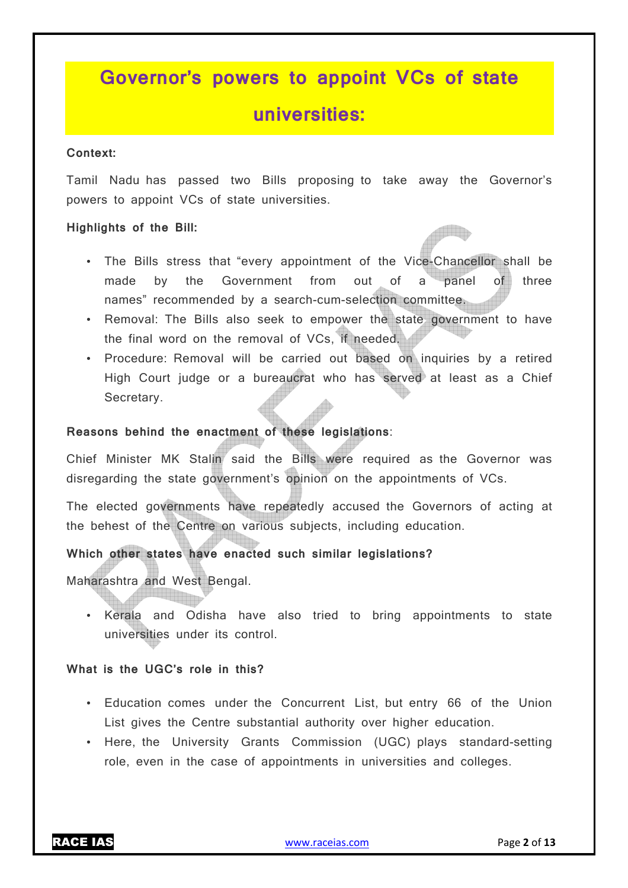# Governor's powers to appoint VCs of state universities:

**Context:**

Tamil Nadu has passed two Bills proposing to take away the Governor's powers to appoint VCs of state universities.

**Highlights of the Bill:**

- The Bills stress that "every appointment of the Vice-Chancellor shall be made by the Government from out of a panel of three names" recommended by a search-cum-selection committee.
- Removal: The Bills also seek to empower the state government to have the final word on the removal of VCs, if needed.
- Procedure: Removal will be carried out based on inquiries by a retired High Court judge or a bureaucrat who has served at least as a Chief Secretary.

**Reasons behind the enactment of these legislations**:

Chief Minister MK Stalin said the Bills were required as the Governor was disregarding the state government's opinion on the appointments of VCs.

The elected governments have repeatedly accused the Governors of acting at the behest of the Centre on various subjects, including education.

**Which other states have enacted such similar legislations?**

Maharashtra and West Bengal.

- Kerala and Odisha have also tried to bring appointments to state universities under its control.

**What is the UGC's role in this?**

- Education comes under the Concurrent List, but entry 66 of the Union List gives the Centre substantial authority over higher education.
- Here, the University Grants Commission (UGC) plays standard-setting role, even in the case of appointments in universities and colleges.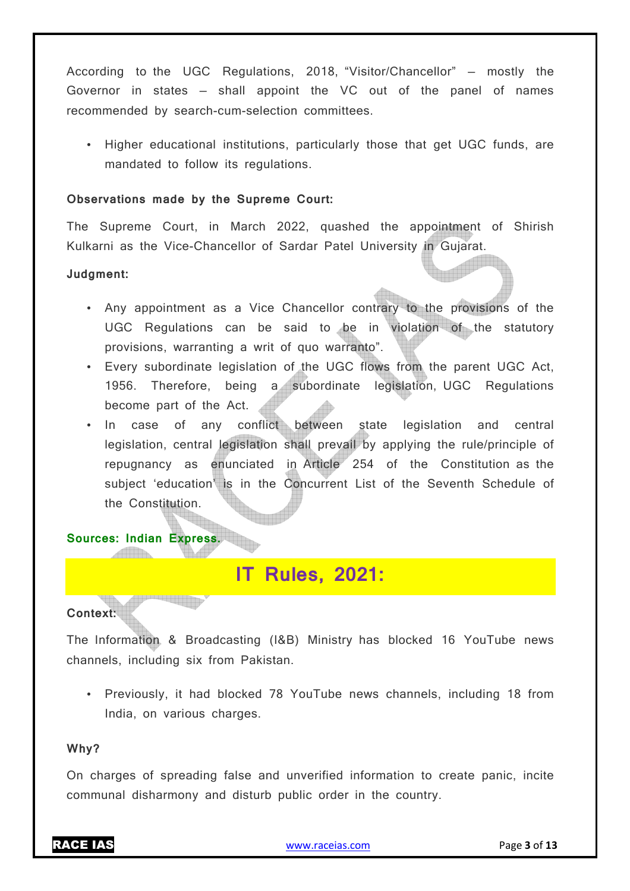According to the UGC Regulations, 2018, “Visitor/Chancellor” – mostly the Governor in states – shall appoint the VC out of the panel of names recommended by search-cum-selection committees.

- Higher educational institutions, particularly those that get UGC funds, are mandated to follow its regulations.

**Observations made by the Supreme Court:**

The Supreme Court, in March 2022, quashed the appointment of Shirish Kulkarni as the Vice-Chancellor of Sardar Patel University in Gujarat.

**Judgment:**

- Any appointment as a Vice Chancellor contrary to the provisions of the UGC Regulations can be said to be in violation of the statutory provisions, warranting a writ of quo warranto”.
- Every subordinate legislation of the UGC flows from the parent UGC Act, 1956. Therefore, being a subordinate legislation, UGC Regulations become part of the Act.
- In case of any conflict between state legislation and central legislation, central legislation shall prevail by applying the rule/principle of repugnancy as enunciated in Article 254 of the Constitution as the subject ‘education’ is in the Concurrent List of the Seventh Schedule of the Constitution.

**Sources: Indian Express.**

## IT Rules, 2021:

**Context:**

The Information & Broadcasting (I&B) Ministry has blocked 16 YouTube news channels, including six from Pakistan.

- Previously, it had blocked 78 YouTube news channels, including 18 from India, on various charges.

**Why?**

On charges of spreading false and unverified information to create panic, incite communal disharmony and disturb public order in the country.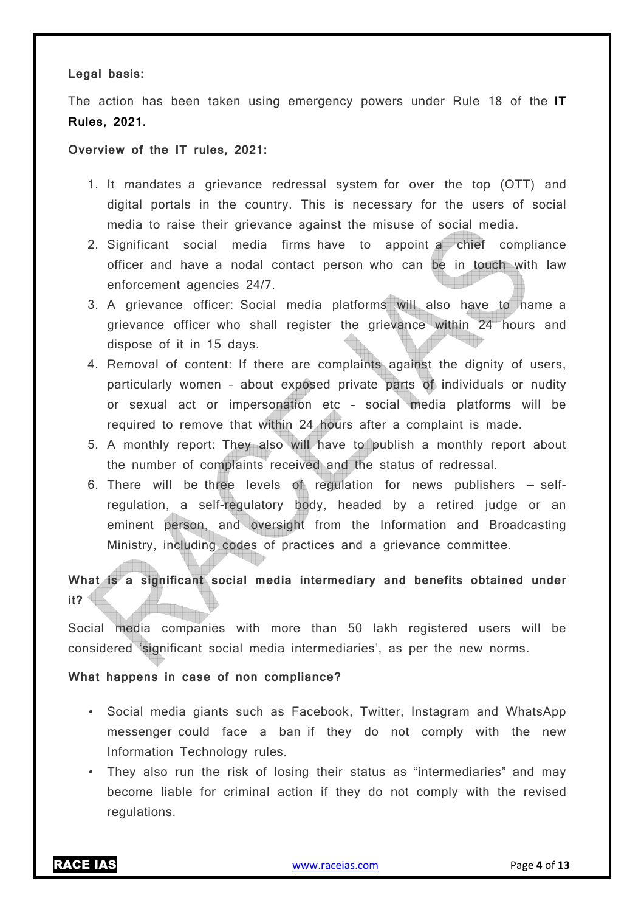**Legal basis:**

The action has been taken using emergency powers under Rule 18 of the **IT Rules, 2021.**

**Overview of the IT rules, 2021:**

1. It mandates a grievance redressal system for over the top (OTT) and digital portals in the country. This is necessary for the users of social media to raise their grievance against the misuse of social media.
2. Significant social media firms have to appoint a chief compliance officer and have a nodal contact person who can be in touch with law enforcement agencies 24/7.
3. A grievance officer: Social media platforms will also have to name a grievance officer who shall register the grievance within 24 hours and dispose of it in 15 days.
4. Removal of content: If there are complaints against the dignity of users, particularly women - about exposed private parts of individuals or nudity or sexual act or impersonation etc - social media platforms will be required to remove that within 24 hours after a complaint is made.
5. A monthly report: They also will have to publish a monthly report about the number of complaints received and the status of redressal.
6. There will be three levels of regulation for news publishers – self-regulation, a self-regulatory body, headed by a retired judge or an eminent person, and oversight from the Information and Broadcasting Ministry, including codes of practices and a grievance committee.

**What is a significant social media intermediary and benefits obtained under it?**

Social media companies with more than 50 lakh registered users will be considered 'significant social media intermediaries', as per the new norms.

**What happens in case of non compliance?**

- Social media giants such as Facebook, Twitter, Instagram and WhatsApp messenger could face a ban if they do not comply with the new Information Technology rules.
- They also run the risk of losing their status as "intermediaries" and may become liable for criminal action if they do not comply with the revised regulations.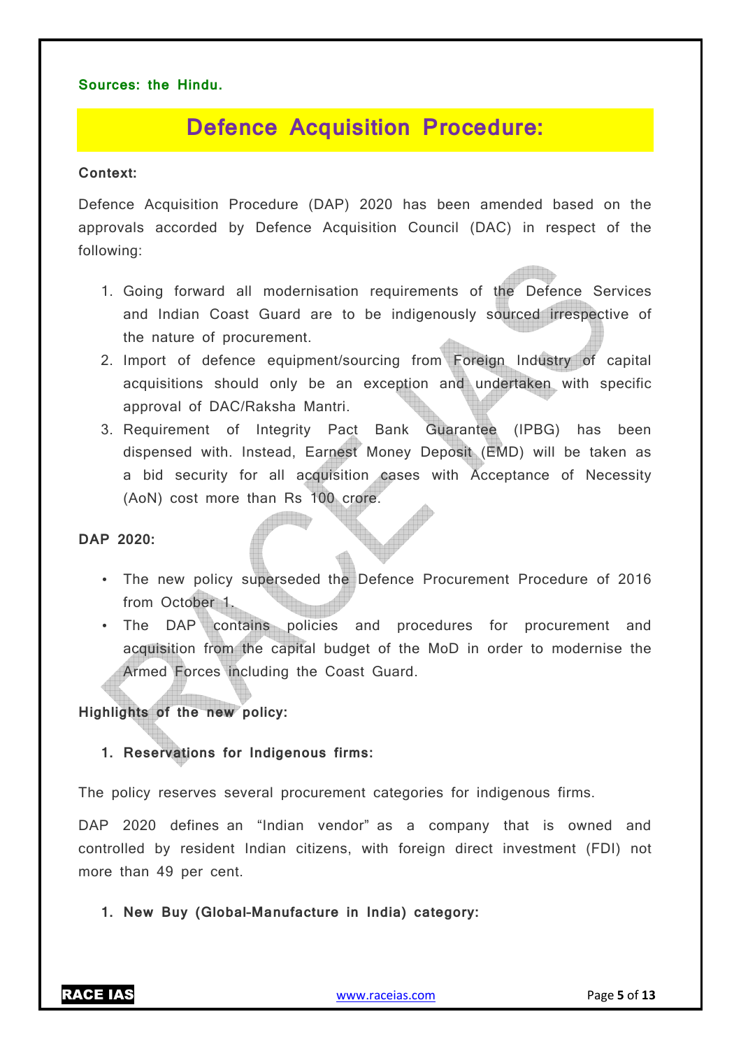**Sources: the Hindu.**

# Defence Acquisition Procedure:

**Context:**

Defence Acquisition Procedure (DAP) 2020 has been amended based on the approvals accorded by Defence Acquisition Council (DAC) in respect of the following:

1. Going forward all modernisation requirements of the Defence Services and Indian Coast Guard are to be indigenously sourced irrespective of the nature of procurement.
2. Import of defence equipment/sourcing from Foreign Industry of capital acquisitions should only be an exception and undertaken with specific approval of DAC/Raksha Mantri.
3. Requirement of Integrity Pact Bank Guarantee (IPBG) has been dispensed with. Instead, Earnest Money Deposit (EMD) will be taken as a bid security for all acquisition cases with Acceptance of Necessity (AoN) cost more than Rs 100 crore.

**DAP 2020:**

- The new policy superseded the Defence Procurement Procedure of 2016 from October 1.
- The DAP contains policies and procedures for procurement and acquisition from the capital budget of the MoD in order to modernise the Armed Forces including the Coast Guard.

**Highlights of the new policy:**

1. **Reservations for Indigenous firms:**

The policy reserves several procurement categories for indigenous firms.

DAP 2020 defines an "Indian vendor" as a company that is owned and controlled by resident Indian citizens, with foreign direct investment (FDI) not more than 49 per cent.

1. **New Buy (Global-Manufacture in India) category:**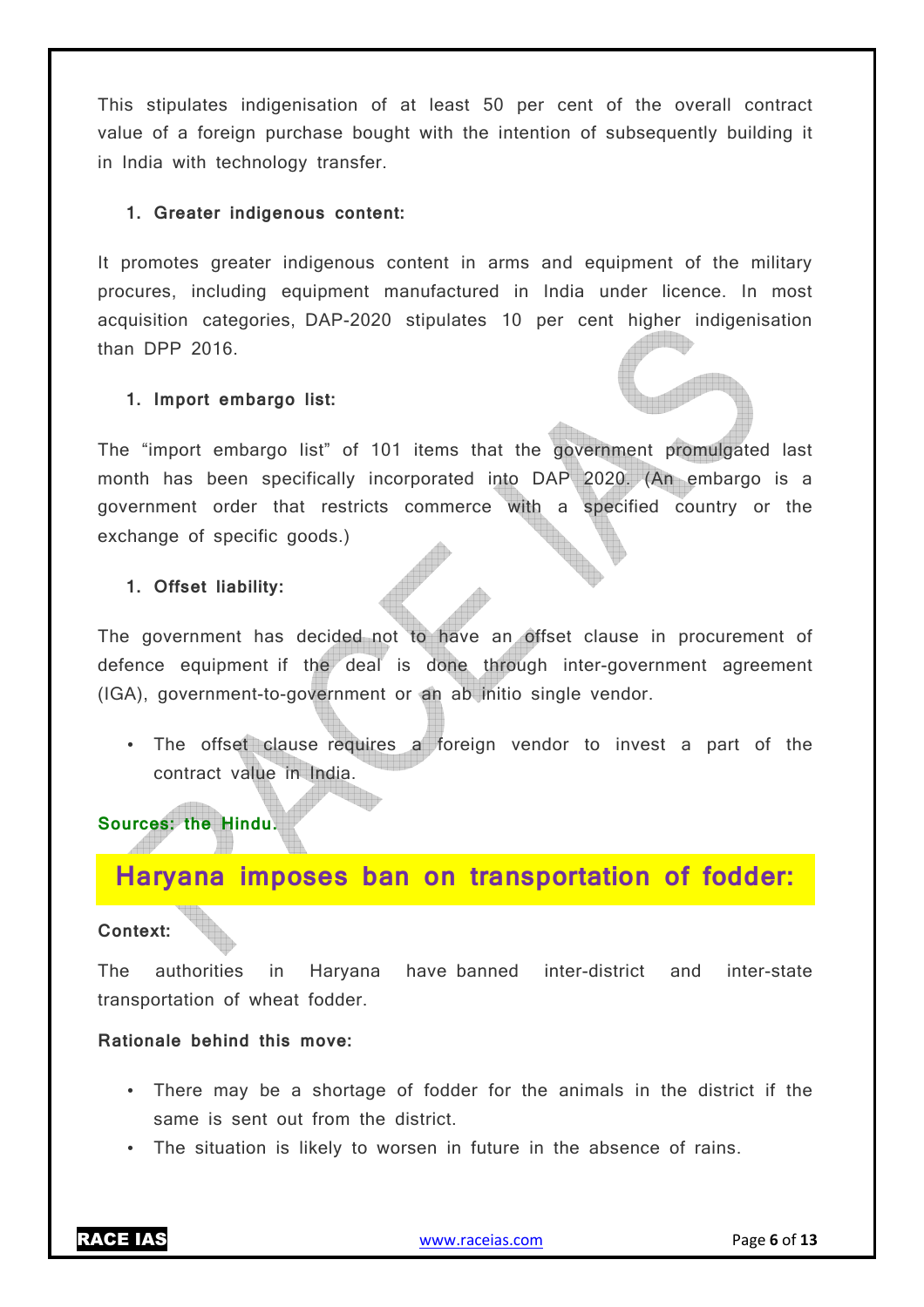This stipulates indigenisation of at least 50 per cent of the overall contract value of a foreign purchase bought with the intention of subsequently building it in India with technology transfer.

1. **Greater indigenous content:**

It promotes greater indigenous content in arms and equipment of the military procures, including equipment manufactured in India under licence. In most acquisition categories, DAP-2020 stipulates 10 per cent higher indigenisation than DPP 2016.

1. **Import embargo list:**

The "import embargo list" of 101 items that the government promulgated last month has been specifically incorporated into DAP 2020. (An embargo is a government order that restricts commerce with a specified country or the exchange of specific goods.)

1. **Offset liability:**

The government has decided not to have an offset clause in procurement of defence equipment if the deal is done through inter-government agreement (IGA), government-to-government or an ab initio single vendor.

- The offset clause requires a foreign vendor to invest a part of the contract value in India.

**Sources: the Hindu.**

## Haryana imposes ban on transportation of fodder:

**Context:**

The authorities in Haryana have banned inter-district and inter-state transportation of wheat fodder.

**Rationale behind this move:**

- There may be a shortage of fodder for the animals in the district if the same is sent out from the district.
- The situation is likely to worsen in future in the absence of rains.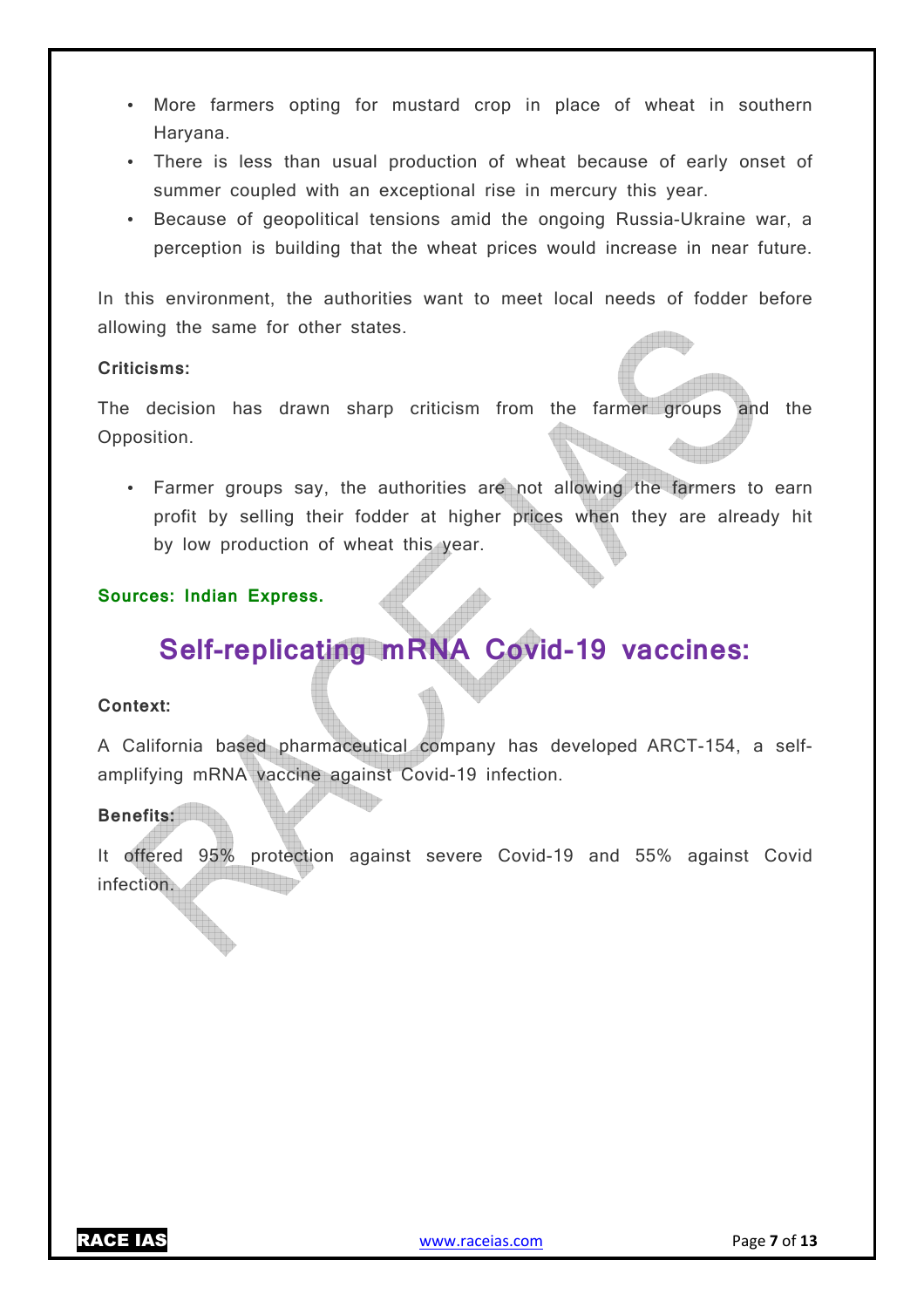- More farmers opting for mustard crop in place of wheat in southern Haryana.
- There is less than usual production of wheat because of early onset of summer coupled with an exceptional rise in mercury this year.
- Because of geopolitical tensions amid the ongoing Russia-Ukraine war, a perception is building that the wheat prices would increase in near future.

In this environment, the authorities want to meet local needs of fodder before allowing the same for other states.

**Criticisms:**

The decision has drawn sharp criticism from the farmer groups and the Opposition.

- Farmer groups say, the authorities are not allowing the farmers to earn profit by selling their fodder at higher prices when they are already hit by low production of wheat this year.

**Sources: Indian Express.**

# Self-replicating mRNA Covid-19 vaccines:

**Context:**

A California based pharmaceutical company has developed ARCT-154, a self-amplifying mRNA vaccine against Covid-19 infection.

**Benefits:**

It offered 95% protection against severe Covid-19 and 55% against Covid infection.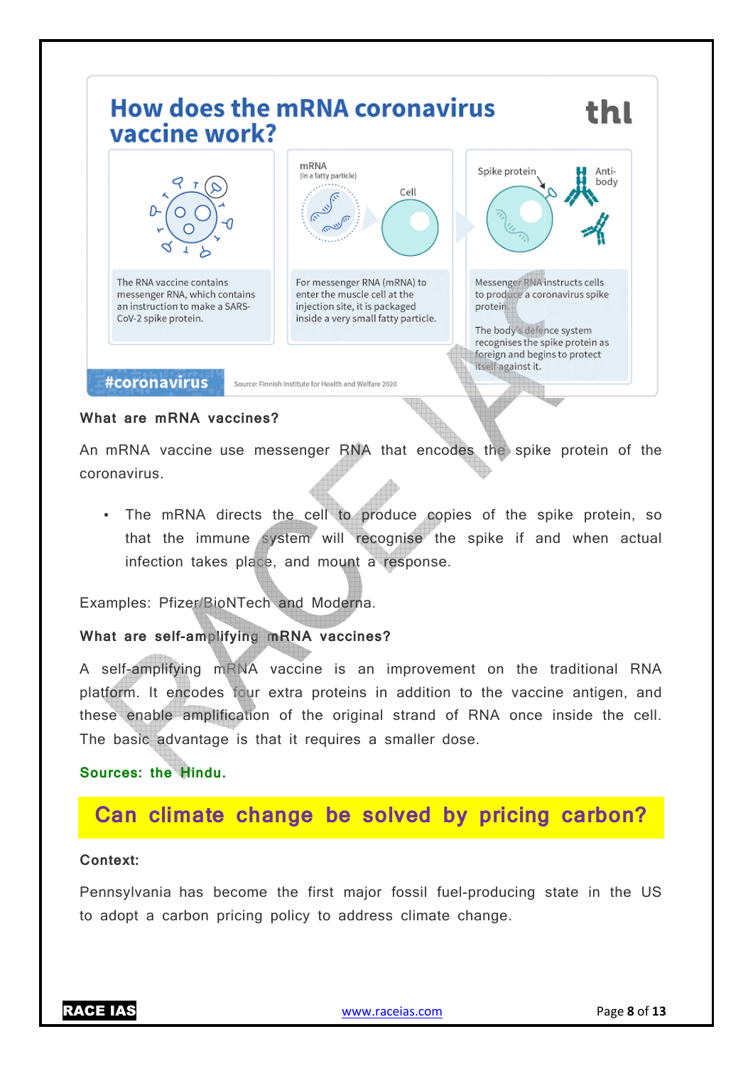## How does the mRNA coronavirus vaccine work?

The RNA vaccine contains messenger RNA, which contains an instruction to make a SARS-CoV-2 spike protein.

For messenger RNA (mRNA) to enter the muscle cell at the injection site, it is packaged inside a very small fatty particle.

Messenger RNA instructs cells to produce a coronavirus spike protein.

The body's defence system recognises the spike protein as foreign and begins to protect itself against it.

#coronavirus

Source: Finnish Institute for Health and Welfare 2020

**What are mRNA vaccines?**

An mRNA vaccine use messenger RNA that encodes the spike protein of the coronavirus.

- The mRNA directs the cell to produce copies of the spike protein, so that the immune system will recognise the spike if and when actual infection takes place, and mount a response.

Examples: Pfizer/BioNTech and Moderna.

**What are self-amplifying mRNA vaccines?**

A self-amplifying mRNA vaccine is an improvement on the traditional RNA platform. It encodes four extra proteins in addition to the vaccine antigen, and these enable amplification of the original strand of RNA once inside the cell. The basic advantage is that it requires a smaller dose.

**Sources: the Hindu.**

# Can climate change be solved by pricing carbon?

**Context:**

Pennsylvania has become the first major fossil fuel-producing state in the US to adopt a carbon pricing policy to address climate change.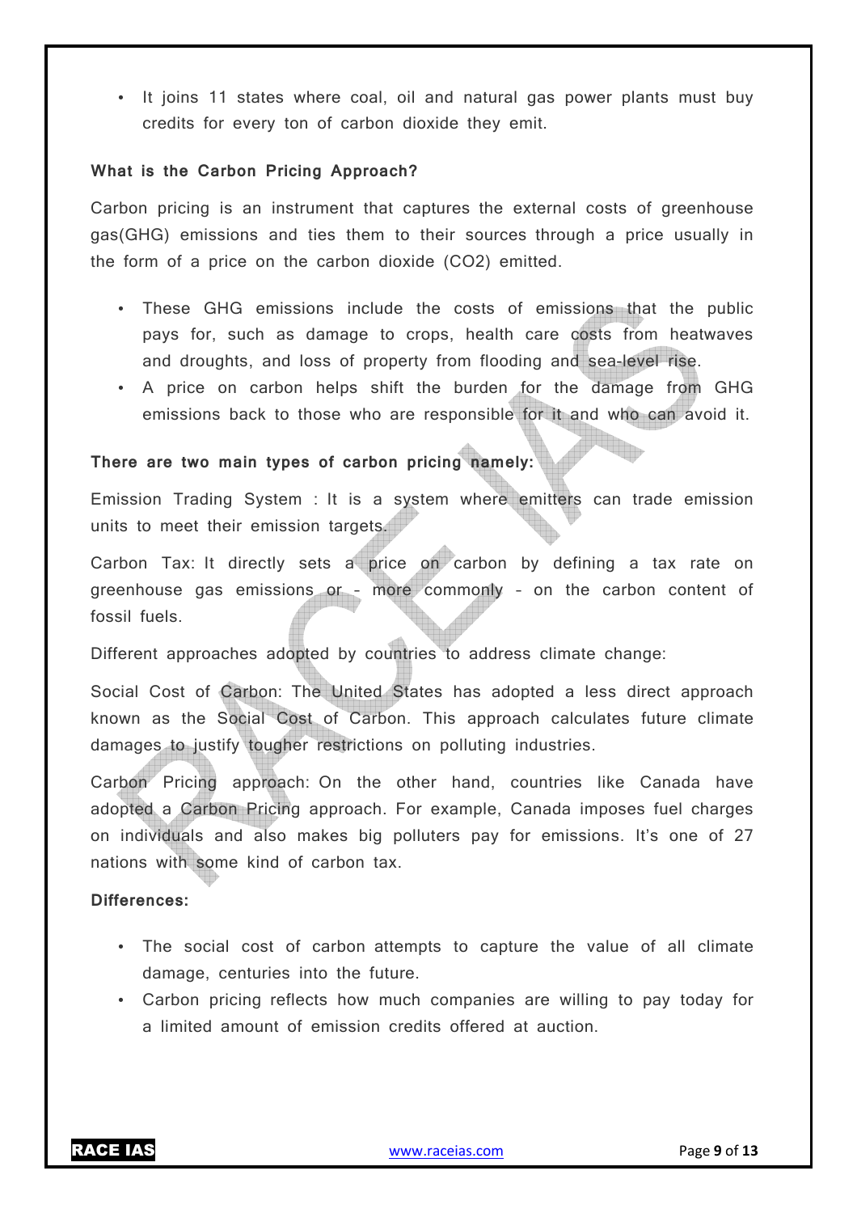- It joins 11 states where coal, oil and natural gas power plants must buy credits for every ton of carbon dioxide they emit.

**What is the Carbon Pricing Approach?**

Carbon pricing is an instrument that captures the external costs of greenhouse gas(GHG) emissions and ties them to their sources through a price usually in the form of a price on the carbon dioxide ($CO_2$) emitted.

- These GHG emissions include the costs of emissions that the public pays for, such as damage to crops, health care costs from heatwaves and droughts, and loss of property from flooding and sea-level rise.
- A price on carbon helps shift the burden for the damage from GHG emissions back to those who are responsible for it and who can avoid it.

**There are two main types of carbon pricing namely:**

Emission Trading System : It is a system where emitters can trade emission units to meet their emission targets.

Carbon Tax: It directly sets a price on carbon by defining a tax rate on greenhouse gas emissions or - more commonly - on the carbon content of fossil fuels.

Different approaches adopted by countries to address climate change:

Social Cost of Carbon: The United States has adopted a less direct approach known as the Social Cost of Carbon. This approach calculates future climate damages to justify tougher restrictions on polluting industries.

Carbon Pricing approach: On the other hand, countries like Canada have adopted a Carbon Pricing approach. For example, Canada imposes fuel charges on individuals and also makes big polluters pay for emissions. It's one of 27 nations with some kind of carbon tax.

**Differences:**

- The social cost of carbon attempts to capture the value of all climate damage, centuries into the future.
- Carbon pricing reflects how much companies are willing to pay today for a limited amount of emission credits offered at auction.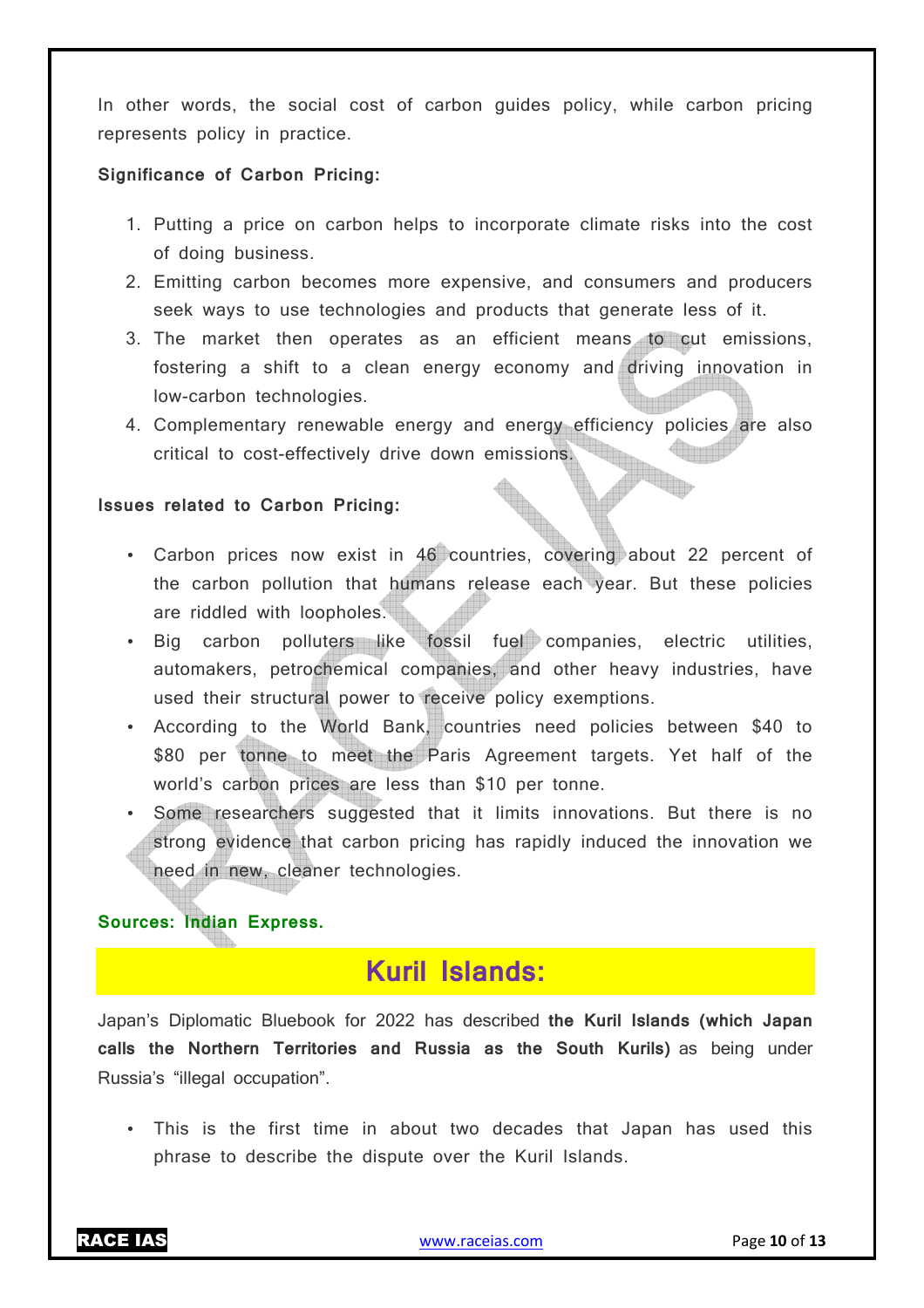In other words, the social cost of carbon guides policy, while carbon pricing represents policy in practice.

**Significance of Carbon Pricing:**

1. Putting a price on carbon helps to incorporate climate risks into the cost of doing business.
2. Emitting carbon becomes more expensive, and consumers and producers seek ways to use technologies and products that generate less of it.
3. The market then operates as an efficient means to cut emissions, fostering a shift to a clean energy economy and driving innovation in low-carbon technologies.
4. Complementary renewable energy and energy efficiency policies are also critical to cost-effectively drive down emissions.

**Issues related to Carbon Pricing:**

- Carbon prices now exist in 46 countries, covering about 22 percent of the carbon pollution that humans release each year. But these policies are riddled with loopholes.
- Big carbon polluters like fossil fuel companies, electric utilities, automakers, petrochemical companies, and other heavy industries, have used their structural power to receive policy exemptions.
- According to the World Bank, countries need policies between $40 to $80 per tonne to meet the Paris Agreement targets. Yet half of the world's carbon prices are less than $10 per tonne.
- Some researchers suggested that it limits innovations. But there is no strong evidence that carbon pricing has rapidly induced the innovation we need in new, cleaner technologies.

**Sources: Indian Express.**

## Kuril Islands:

Japan's Diplomatic Bluebook for 2022 has described **the Kuril Islands (which Japan calls the Northern Territories and Russia as the South Kurils)** as being under Russia's "illegal occupation".

- This is the first time in about two decades that Japan has used this phrase to describe the dispute over the Kuril Islands.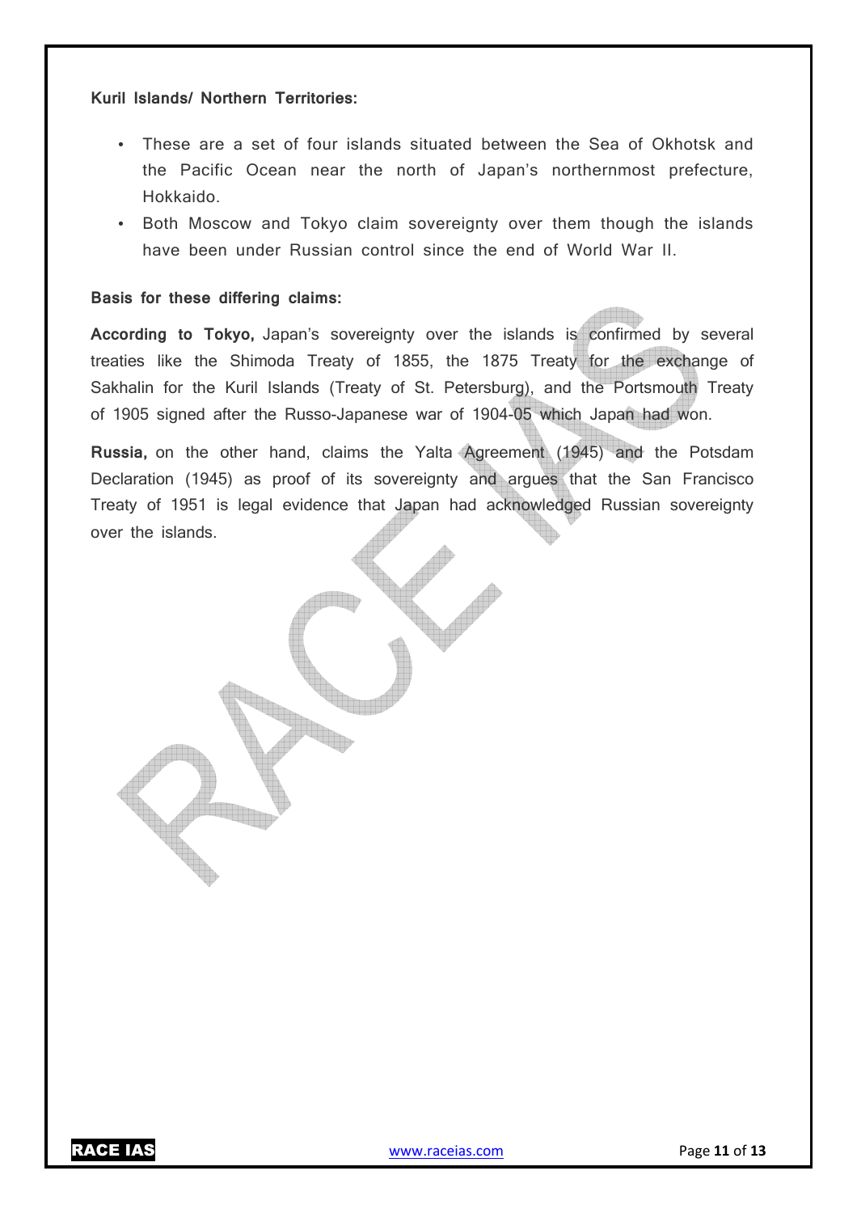**Kuril Islands/ Northern Territories:**

- These are a set of four islands situated between the Sea of Okhotsk and the Pacific Ocean near the north of Japan's northernmost prefecture, Hokkaido.
- Both Moscow and Tokyo claim sovereignty over them though the islands have been under Russian control since the end of World War II.

**Basis for these differing claims:**

**According to Tokyo,** Japan's sovereignty over the islands is confirmed by several treaties like the Shimoda Treaty of 1855, the 1875 Treaty for the exchange of Sakhalin for the Kuril Islands (Treaty of St. Petersburg), and the Portsmouth Treaty of 1905 signed after the Russo-Japanese war of 1904-05 which Japan had won.

**Russia,** on the other hand, claims the Yalta Agreement (1945) and the Potsdam Declaration (1945) as proof of its sovereignty and argues that the San Francisco Treaty of 1951 is legal evidence that Japan had acknowledged Russian sovereignty over the islands.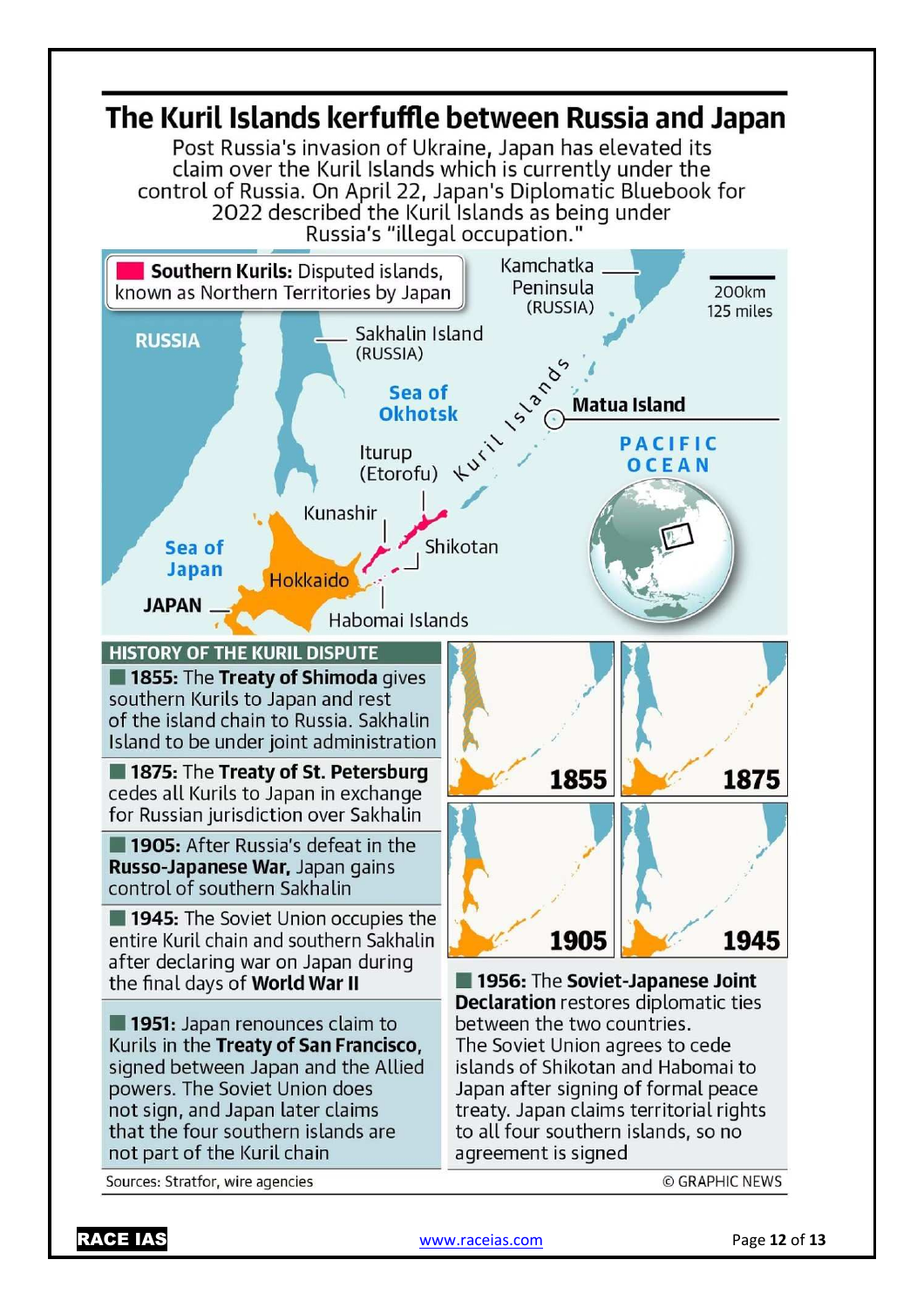# The Kuril Islands kerfuffle between Russia and Japan

Post Russia's invasion of Ukraine, Japan has elevated its claim over the Kuril Islands which is currently under the control of Russia. On April 22, Japan's Diplomatic Bluebook for 2022 described the Kuril Islands as being under Russia's "illegal occupation."

**Southern Kurils:** Disputed islands, known as Northern Territories by Japan

RUSSIA | Kamchatka Peninsula (RUSSIA) | Sakhalin Island (RUSSIA) | Sea of Okhotsk | Kuril Islands | Matua Island | PACIFIC OCEAN | Iturup (Etorofu) | Kunashir | Shikotan | Habomai Islands | Hokkaido | Sea of Japan | JAPAN | 200km 125 miles

## HISTORY OF THE KURIL DISPUTE

**1855:** The **Treaty of Shimoda** gives southern Kurils to Japan and rest of the island chain to Russia. Sakhalin Island to be under joint administration

**1875:** The **Treaty of St. Petersburg** cedes all Kurils to Japan in exchange for Russian jurisdiction over Sakhalin

**1905:** After Russia's defeat in the **Russo-Japanese War,** Japan gains control of southern Sakhalin

**1945:** The Soviet Union occupies the entire Kuril chain and southern Sakhalin after declaring war on Japan during the final days of **World War II**

**1951:** Japan renounces claim to Kurils in the **Treaty of San Francisco,** signed between Japan and the Allied powers. The Soviet Union does not sign, and Japan later claims that the four southern islands are not part of the Kuril chain

1855 | 1875 | 1905 | 1945

**1956:** The **Soviet-Japanese Joint Declaration** restores diplomatic ties between the two countries. The Soviet Union agrees to cede islands of Shikotan and Habomai to Japan after signing of formal peace treaty. Japan claims territorial rights to all four southern islands, so no agreement is signed

Sources: Stratfor, wire agencies

© GRAPHIC NEWS